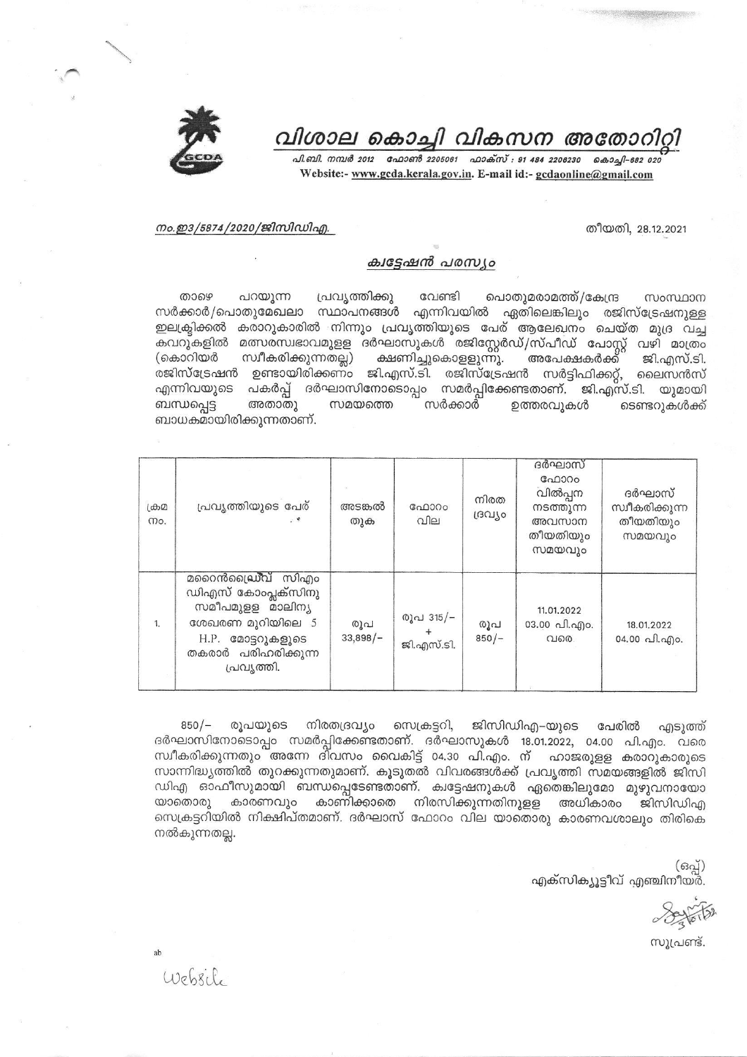# വിശാല കൊച്ചി വികസന അതോറിറ്റി

പി.ബി. നമ്പർ 2012 ഫോൺ 2205061 ഫാക്സ് : 91 484 2206230 കൊച്ചി-682 020
Website:- www.gcda.kerala.gov.in. E-mail id:- gcdaonline@gmail.com

നം.ഇ3/5874/2020/ജിസിഡിഎ. തീയതി, 28.12.2021

## ക്വട്ടേഷൻ പരസ്യം

താഴെ പറയുന്ന പ്രവൃത്തിക്കു വേണ്ടി പൊതുമരാമത്ത്/കേന്ദ്ര സംസ്ഥാന സർക്കാർ/പൊതുമേഖലാ സ്ഥാപനങ്ങൾ എന്നിവയിൽ ഏതിലെങ്കിലും രജിസ്ട്രേഷനുള്ള ഇലക്ട്രിക്കൽ കരാറുകാരിൽ നിന്നും പ്രവൃത്തിയുടെ പേര് ആലേഖനം ചെയ്ത മുദ്ര വച്ച കവറുകളിൽ മത്സരസ്വഭാവമുള്ള ദർഘാസുകൾ രജിസ്റ്റേർഡ്/സ്പീഡ് പോസ്റ്റ് വഴി മാത്രം (കൊറിയർ സ്വീകരിക്കുന്നതല്ല) ക്ഷണിച്ചുകൊള്ളുന്നു. അപേക്ഷകർക്ക് ജി.എസ്.ടി. രജിസ്ട്രേഷൻ ഉണ്ടായിരിക്കണം ജി.എസ്.ടി. രജിസ്ട്രേഷൻ സർട്ടിഫിക്കറ്റ്, ലൈസൻസ് എന്നിവയുടെ പകർപ്പ് ദർഘാസിനോടൊപ്പം സമർപ്പിക്കേണ്ടതാണ്. ജി.എസ്.ടി. യുമായി ബന്ധപ്പെട്ട അതാതു സമയത്തെ സർക്കാർ ഉത്തരവുകൾ ടെണ്ടറുകൾക്ക് ബാധകമായിരിക്കുന്നതാണ്.

| ക്രമ നം. | പ്രവൃത്തിയുടെ പേര് | അടങ്കൽ തുക | ഫോറം വില | നിരത ദ്രവ്യം | ദർഘാസ് ഫോറം വിൽപ്പന നടത്തുന്ന അവസാന തീയതിയും സമയവും | ദർഘാസ് സ്വീകരിക്കുന്ന തീയതിയും സമയവും |
|---|---|---|---|---|---|---|
| 1. | മറൈൻഡ്രൈവ് സിഎംഡിഎസ് കോംപ്ലക്സിനു സമീപമുള്ള മാലിന്യ ശേഖരണ മുറിയിലെ 5 H.P. മോട്ടറുകളുടെ തകരാർ പരിഹരിക്കുന്ന പ്രവൃത്തി. | രൂപ 33,898/- | രൂപ 315/- + ജി.എസ്.ടി. | രൂപ 850/- | 11.01.2022 03.00 പി.എം. വരെ | 18.01.2022 04.00 പി.എം. |

850/- രൂപയുടെ നിരതദ്രവ്യം സെക്രട്ടറി, ജിസിഡിഎ-യുടെ പേരിൽ എടുത്ത് ദർഘാസിനോടൊപ്പം സമർപ്പിക്കേണ്ടതാണ്. ദർഘാസുകൾ 18.01.2022, 04.00 പി.എം. വരെ സ്വീകരിക്കുന്നതും അന്നേ ദിവസം വൈകിട്ട് 04.30 പി.എം. ന് ഹാജരുള്ള കരാറുകാരുടെ സാന്നിദ്ധ്യത്തിൽ തുറക്കുന്നതുമാണ്. കൂടുതൽ വിവരങ്ങൾക്ക് പ്രവൃത്തി സമയങ്ങളിൽ ജിസിഡിഎ ഓഫീസുമായി ബന്ധപ്പെടേണ്ടതാണ്. ക്വട്ടേഷനുകൾ ഏതെങ്കിലുമോ മുഴുവനായോ യാതൊരു കാരണവും കാണിക്കാതെ നിരസിക്കുന്നതിനുള്ള അധികാരം ജിസിഡിഎ സെക്രട്ടറിയിൽ നിക്ഷിപ്തമാണ്. ദർഘാസ് ഫോറം വില യാതൊരു കാരണവശാലും തിരികെ നൽകുന്നതല്ല.

(ഒപ്പ്)
എക്സിക്യൂട്ടീവ് എഞ്ചിനീയർ.

സൂപ്രണ്ട്.

ab

Website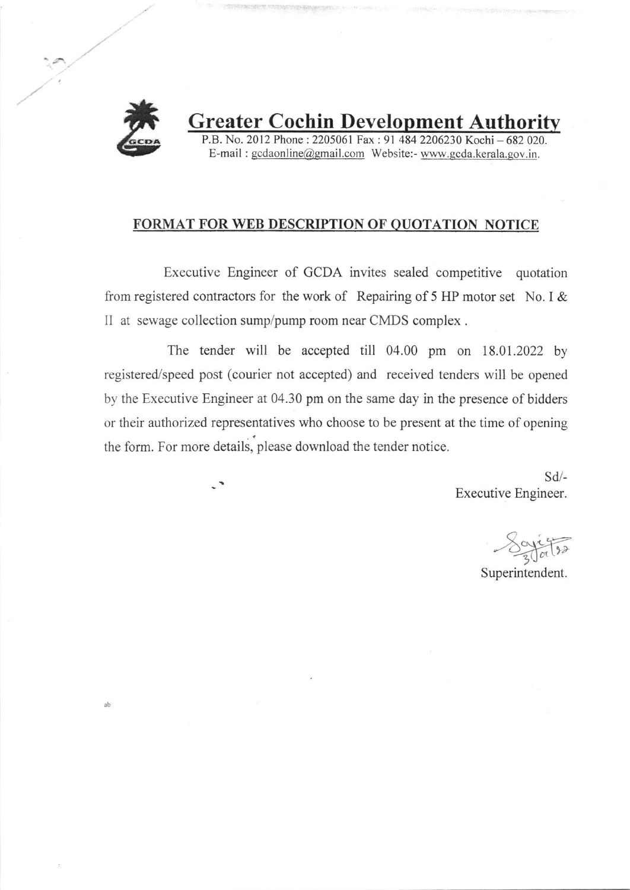# Greater Cochin Development Authority

P.B. No. 2012 Phone : 2205061 Fax : 91 484 2206230 Kochi – 682 020.
E-mail : gcdaonline@gmail.com Website:- www.gcda.kerala.gov.in.

## FORMAT FOR WEB DESCRIPTION OF QUOTATION NOTICE

Executive Engineer of GCDA invites sealed competitive quotation from registered contractors for the work of Repairing of 5 HP motor set No. I & II at sewage collection sump/pump room near CMDS complex .

The tender will be accepted till 04.00 pm on 18.01.2022 by registered/speed post (courier not accepted) and received tenders will be opened by the Executive Engineer at 04.30 pm on the same day in the presence of bidders or their authorized representatives who choose to be present at the time of opening the form. For more details, please download the tender notice.

Sd/-
Executive Engineer.

Superintendent.

ab